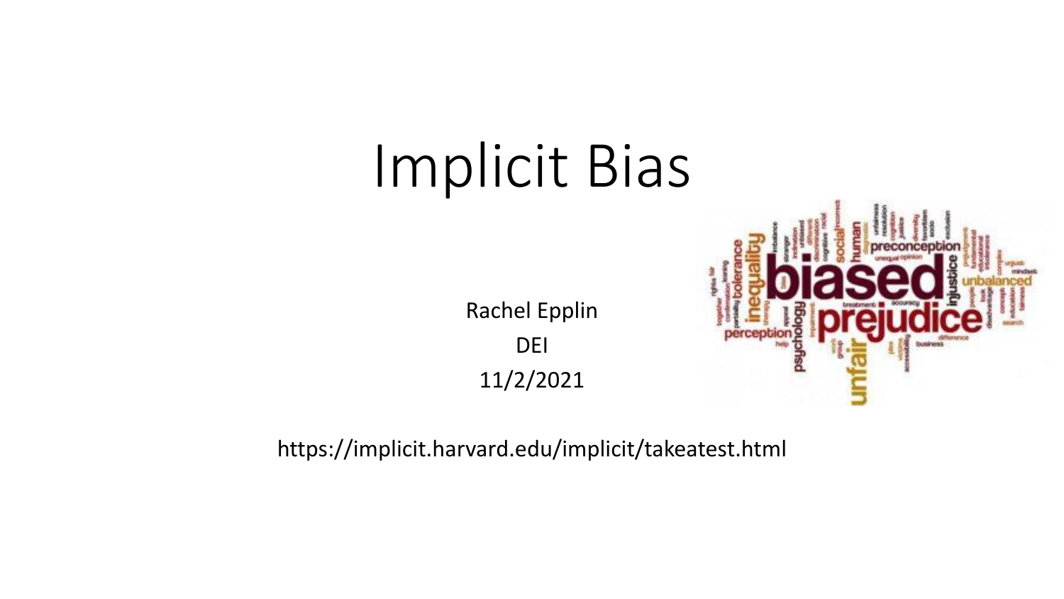# Implicit Bias

Rachel Epplin

DEI

11/2/2021

https://implicit.harvard.edu/implicit/takeatest.html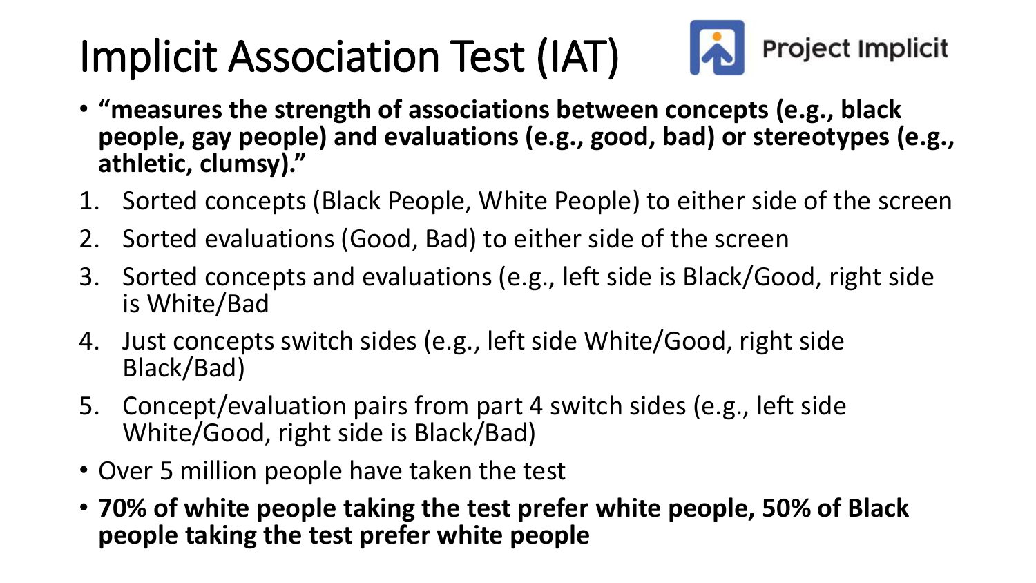# Implicit Association Test (IAT)

Project Implicit

- **“measures the strength of associations between concepts (e.g., black people, gay people) and evaluations (e.g., good, bad) or stereotypes (e.g., athletic, clumsy).”**

1. Sorted concepts (Black People, White People) to either side of the screen
2. Sorted evaluations (Good, Bad) to either side of the screen
3. Sorted concepts and evaluations (e.g., left side is Black/Good, right side is White/Bad
4. Just concepts switch sides (e.g., left side White/Good, right side Black/Bad)
5. Concept/evaluation pairs from part 4 switch sides (e.g., left side White/Good, right side is Black/Bad)

- Over 5 million people have taken the test
- **70% of white people taking the test prefer white people, 50% of Black people taking the test prefer white people**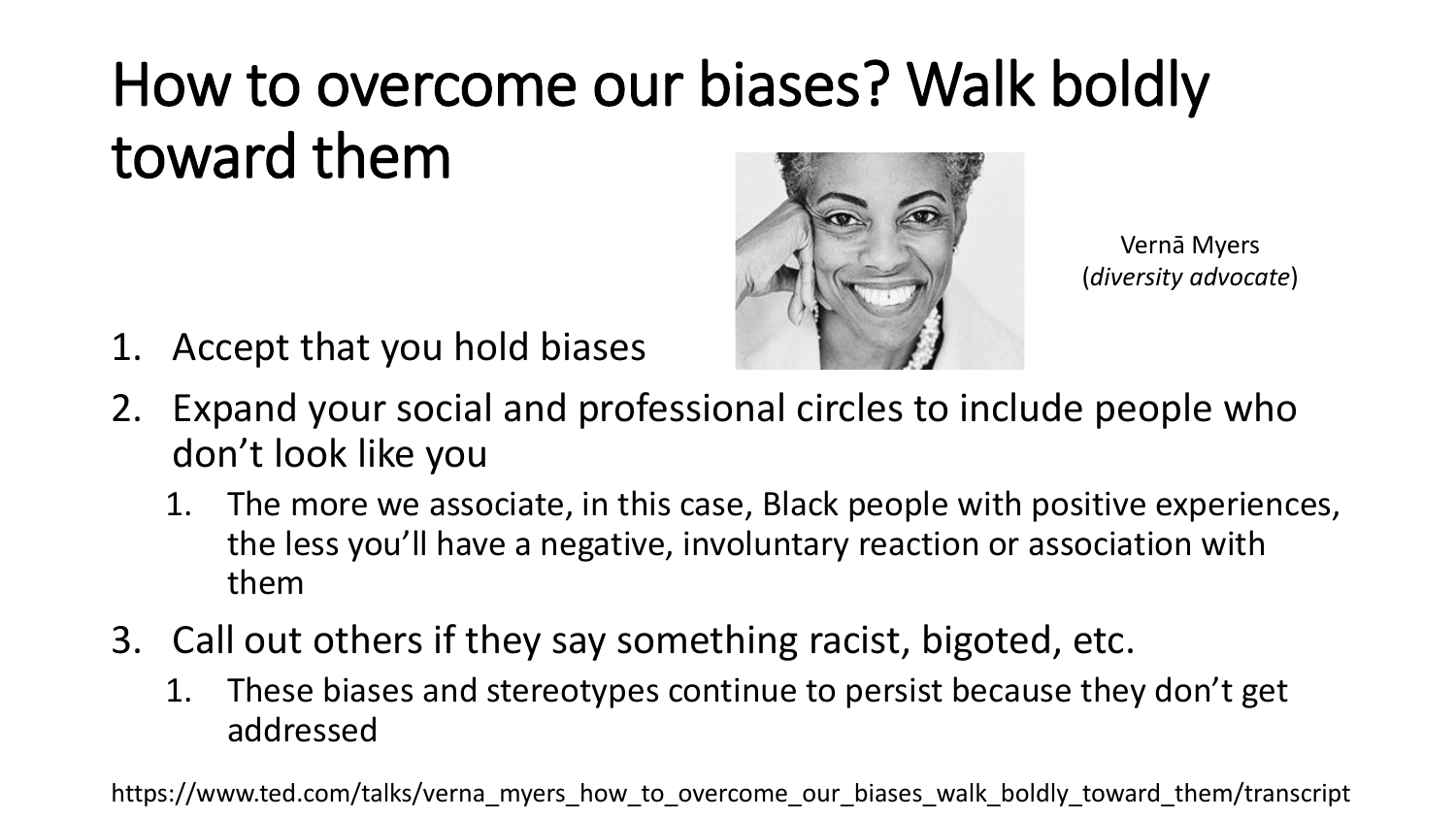# How to overcome our biases? Walk boldly toward them

Vernā Myers (*diversity advocate*)

1. Accept that you hold biases
2. Expand your social and professional circles to include people who don't look like you
   1. The more we associate, in this case, Black people with positive experiences, the less you'll have a negative, involuntary reaction or association with them
3. Call out others if they say something racist, bigoted, etc.
   1. These biases and stereotypes continue to persist because they don't get addressed

https://www.ted.com/talks/verna_myers_how_to_overcome_our_biases_walk_boldly_toward_them/transcript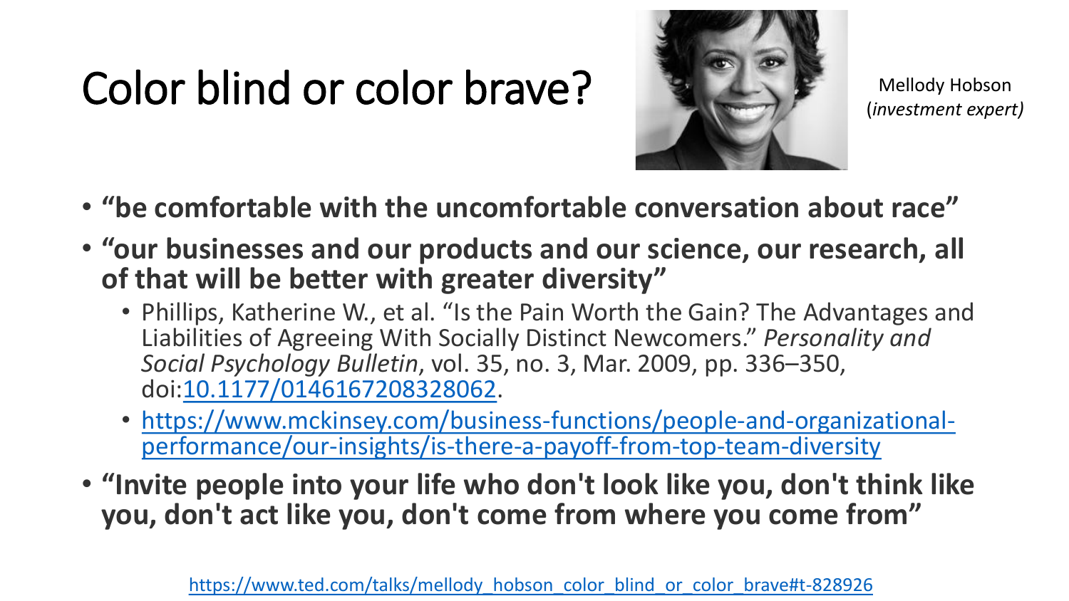# Color blind or color brave?

Mellody Hobson
(*investment expert)*

- **“be comfortable with the uncomfortable conversation about race”**
- **“our businesses and our products and our science, our research, all of that will be better with greater diversity”**
  - Phillips, Katherine W., et al. “Is the Pain Worth the Gain? The Advantages and Liabilities of Agreeing With Socially Distinct Newcomers.” *Personality and Social Psychology Bulletin*, vol. 35, no. 3, Mar. 2009, pp. 336–350, doi:10.1177/0146167208328062.
  - https://www.mckinsey.com/business-functions/people-and-organizational-performance/our-insights/is-there-a-payoff-from-top-team-diversity
- **“Invite people into your life who don't look like you, don't think like you, don't act like you, don't come from where you come from”**

https://www.ted.com/talks/mellody_hobson_color_blind_or_color_brave#t-828926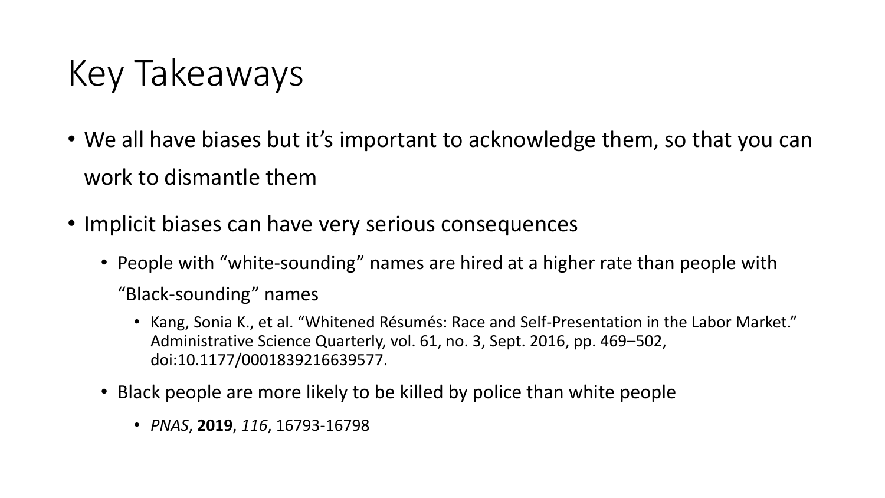# Key Takeaways

- We all have biases but it's important to acknowledge them, so that you can work to dismantle them
- Implicit biases can have very serious consequences
  - People with "white-sounding" names are hired at a higher rate than people with "Black-sounding" names
    - Kang, Sonia K., et al. "Whitened Résumés: Race and Self-Presentation in the Labor Market." Administrative Science Quarterly, vol. 61, no. 3, Sept. 2016, pp. 469–502, doi:10.1177/0001839216639577.
  - Black people are more likely to be killed by police than white people
    - *PNAS*, **2019**, *116*, 16793-16798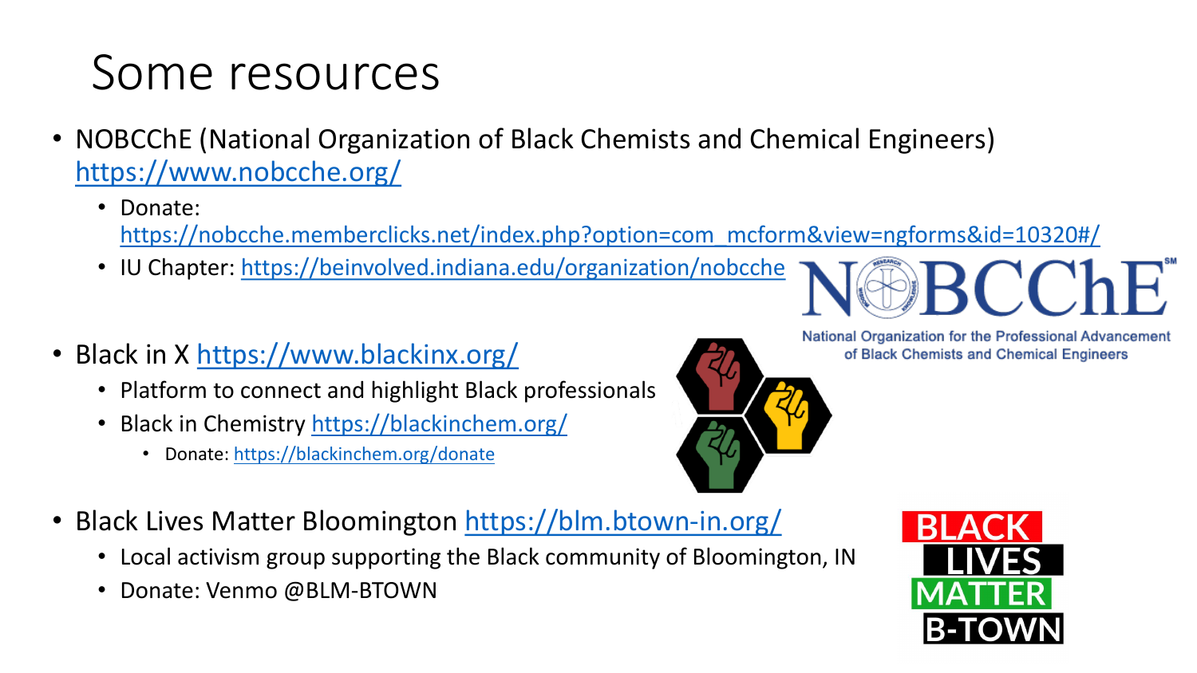# Some resources

- NOBCChE (National Organization of Black Chemists and Chemical Engineers) https://www.nobcche.org/
  - Donate: https://nobcche.memberclicks.net/index.php?option=com_mcform&view=ngforms&id=10320#/
  - IU Chapter: https://beinvolved.indiana.edu/organization/nobcche
- Black in X https://www.blackinx.org/
  - Platform to connect and highlight Black professionals
  - Black in Chemistry https://blackinchem.org/
    - Donate: https://blackinchem.org/donate
- Black Lives Matter Bloomington https://blm.btown-in.org/
  - Local activism group supporting the Black community of Bloomington, IN
  - Donate: Venmo @BLM-BTOWN